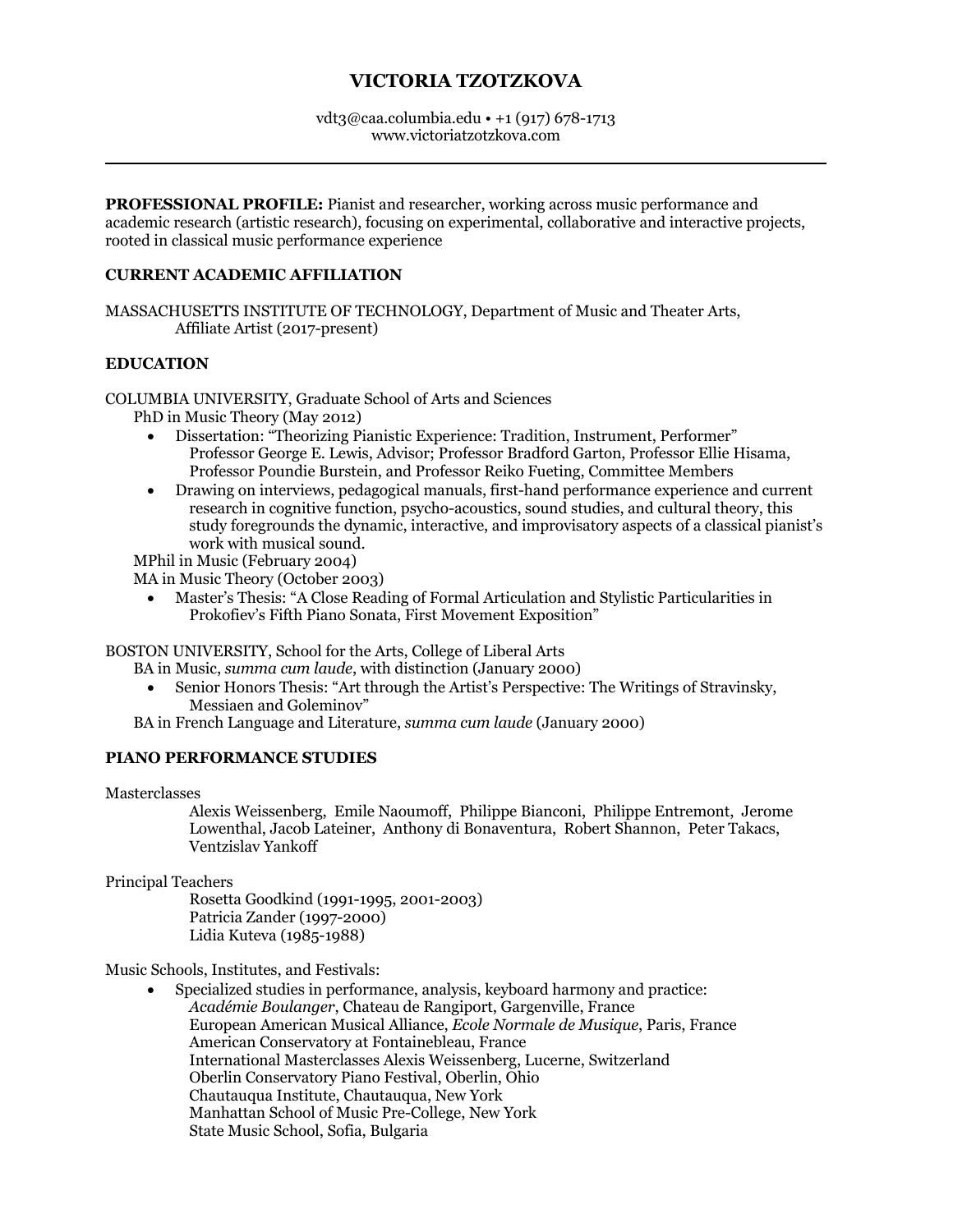# VICTORIA TZOTZKOVA

vdt3@caa.columbia.edu • +1 (917) 678-1713
www.victoriatzotzkova.com

---

**PROFESSIONAL PROFILE:** Pianist and researcher, working across music performance and academic research (artistic research), focusing on experimental, collaborative and interactive projects, rooted in classical music performance experience

## CURRENT ACADEMIC AFFILIATION

MASSACHUSETTS INSTITUTE OF TECHNOLOGY, Department of Music and Theater Arts,
Affiliate Artist (2017-present)

## EDUCATION

COLUMBIA UNIVERSITY, Graduate School of Arts and Sciences

PhD in Music Theory (May 2012)

- Dissertation: "Theorizing Pianistic Experience: Tradition, Instrument, Performer" Professor George E. Lewis, Advisor; Professor Bradford Garton, Professor Ellie Hisama, Professor Poundie Burstein, and Professor Reiko Fueting, Committee Members
- Drawing on interviews, pedagogical manuals, first-hand performance experience and current research in cognitive function, psycho-acoustics, sound studies, and cultural theory, this study foregrounds the dynamic, interactive, and improvisatory aspects of a classical pianist's work with musical sound.

MPhil in Music (February 2004)

MA in Music Theory (October 2003)

- Master's Thesis: "A Close Reading of Formal Articulation and Stylistic Particularities in Prokofiev's Fifth Piano Sonata, First Movement Exposition"

BOSTON UNIVERSITY, School for the Arts, College of Liberal Arts

BA in Music, *summa cum laude*, with distinction (January 2000)

- Senior Honors Thesis: "Art through the Artist's Perspective: The Writings of Stravinsky, Messiaen and Goleminov"

BA in French Language and Literature, *summa cum laude* (January 2000)

## PIANO PERFORMANCE STUDIES

Masterclasses

Alexis Weissenberg, Emile Naoumoff, Philippe Bianconi, Philippe Entremont, Jerome Lowenthal, Jacob Lateiner, Anthony di Bonaventura, Robert Shannon, Peter Takacs, Ventzislav Yankoff

Principal Teachers

Rosetta Goodkind (1991-1995, 2001-2003)
Patricia Zander (1997-2000)
Lidia Kuteva (1985-1988)

Music Schools, Institutes, and Festivals:

- Specialized studies in performance, analysis, keyboard harmony and practice:
  *Académie Boulanger*, Chateau de Rangiport, Gargenville, France
  European American Musical Alliance, *Ecole Normale de Musique*, Paris, France
  American Conservatory at Fontainebleau, France
  International Masterclasses Alexis Weissenberg, Lucerne, Switzerland
  Oberlin Conservatory Piano Festival, Oberlin, Ohio
  Chautauqua Institute, Chautauqua, New York
  Manhattan School of Music Pre-College, New York
  State Music School, Sofia, Bulgaria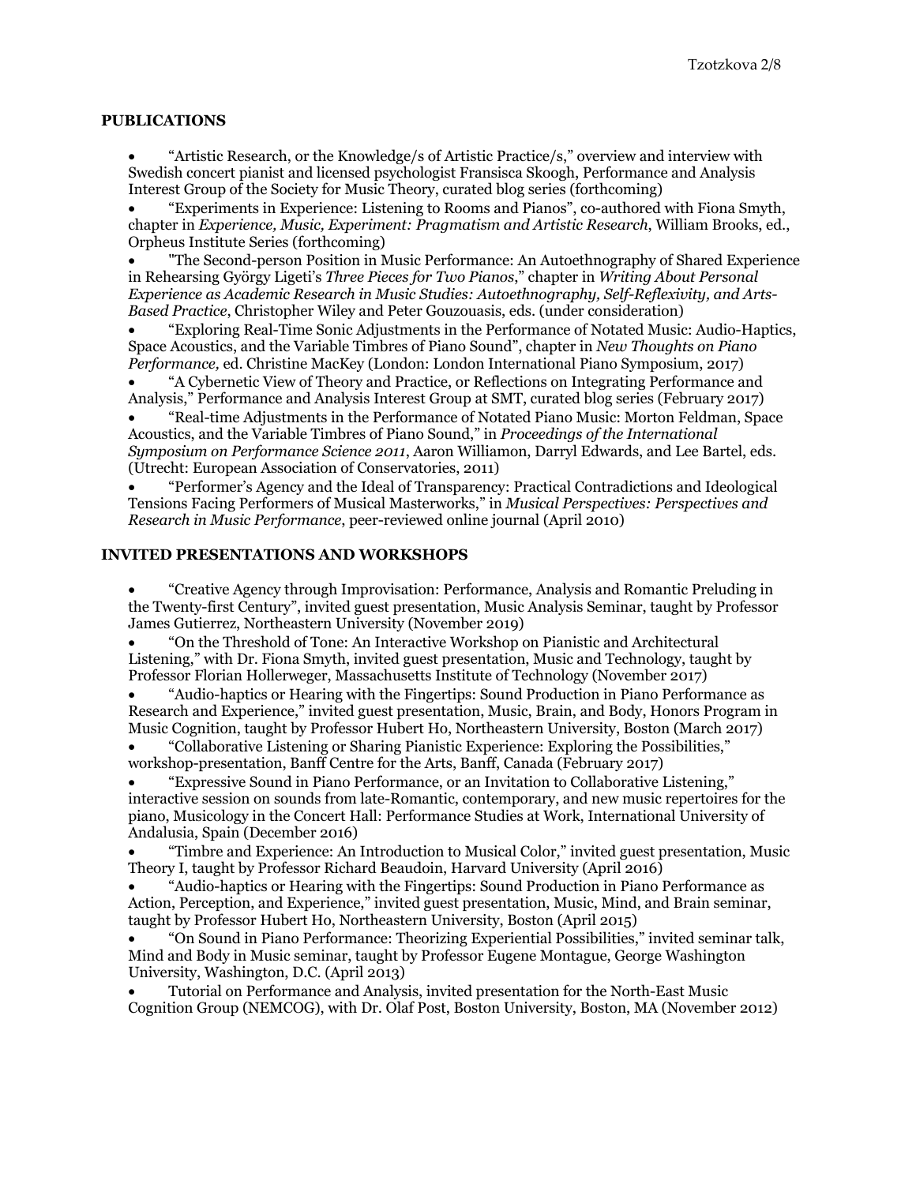## PUBLICATIONS

- "Artistic Research, or the Knowledge/s of Artistic Practice/s," overview and interview with Swedish concert pianist and licensed psychologist Fransisca Skoogh, Performance and Analysis Interest Group of the Society for Music Theory, curated blog series (forthcoming)
- "Experiments in Experience: Listening to Rooms and Pianos", co-authored with Fiona Smyth, chapter in *Experience, Music, Experiment: Pragmatism and Artistic Research*, William Brooks, ed., Orpheus Institute Series (forthcoming)
- "The Second-person Position in Music Performance: An Autoethnography of Shared Experience in Rehearsing György Ligeti's *Three Pieces for Two Pianos*," chapter in *Writing About Personal Experience as Academic Research in Music Studies: Autoethnography, Self-Reflexivity, and Arts-Based Practice*, Christopher Wiley and Peter Gouzouasis, eds. (under consideration)
- "Exploring Real-Time Sonic Adjustments in the Performance of Notated Music: Audio-Haptics, Space Acoustics, and the Variable Timbres of Piano Sound", chapter in *New Thoughts on Piano Performance,* ed. Christine MacKey (London: London International Piano Symposium, 2017)
- "A Cybernetic View of Theory and Practice, or Reflections on Integrating Performance and Analysis," Performance and Analysis Interest Group at SMT, curated blog series (February 2017)
- "Real-time Adjustments in the Performance of Notated Piano Music: Morton Feldman, Space Acoustics, and the Variable Timbres of Piano Sound," in *Proceedings of the International Symposium on Performance Science 2011*, Aaron Williamon, Darryl Edwards, and Lee Bartel, eds. (Utrecht: European Association of Conservatories, 2011)
- "Performer's Agency and the Ideal of Transparency: Practical Contradictions and Ideological Tensions Facing Performers of Musical Masterworks," in *Musical Perspectives: Perspectives and Research in Music Performance*, peer-reviewed online journal (April 2010)

## INVITED PRESENTATIONS AND WORKSHOPS

- "Creative Agency through Improvisation: Performance, Analysis and Romantic Preluding in the Twenty-first Century", invited guest presentation, Music Analysis Seminar, taught by Professor James Gutierrez, Northeastern University (November 2019)
- "On the Threshold of Tone: An Interactive Workshop on Pianistic and Architectural Listening," with Dr. Fiona Smyth, invited guest presentation, Music and Technology, taught by Professor Florian Hollerweger, Massachusetts Institute of Technology (November 2017)
- "Audio-haptics or Hearing with the Fingertips: Sound Production in Piano Performance as Research and Experience," invited guest presentation, Music, Brain, and Body, Honors Program in Music Cognition, taught by Professor Hubert Ho, Northeastern University, Boston (March 2017)
- "Collaborative Listening or Sharing Pianistic Experience: Exploring the Possibilities," workshop-presentation, Banff Centre for the Arts, Banff, Canada (February 2017)
- "Expressive Sound in Piano Performance, or an Invitation to Collaborative Listening," interactive session on sounds from late-Romantic, contemporary, and new music repertoires for the piano, Musicology in the Concert Hall: Performance Studies at Work, International University of Andalusia, Spain (December 2016)
- "Timbre and Experience: An Introduction to Musical Color," invited guest presentation, Music Theory I, taught by Professor Richard Beaudoin, Harvard University (April 2016)
- "Audio-haptics or Hearing with the Fingertips: Sound Production in Piano Performance as Action, Perception, and Experience," invited guest presentation, Music, Mind, and Brain seminar, taught by Professor Hubert Ho, Northeastern University, Boston (April 2015)
- "On Sound in Piano Performance: Theorizing Experiential Possibilities," invited seminar talk, Mind and Body in Music seminar, taught by Professor Eugene Montague, George Washington University, Washington, D.C. (April 2013)
- Tutorial on Performance and Analysis, invited presentation for the North-East Music Cognition Group (NEMCOG), with Dr. Olaf Post, Boston University, Boston, MA (November 2012)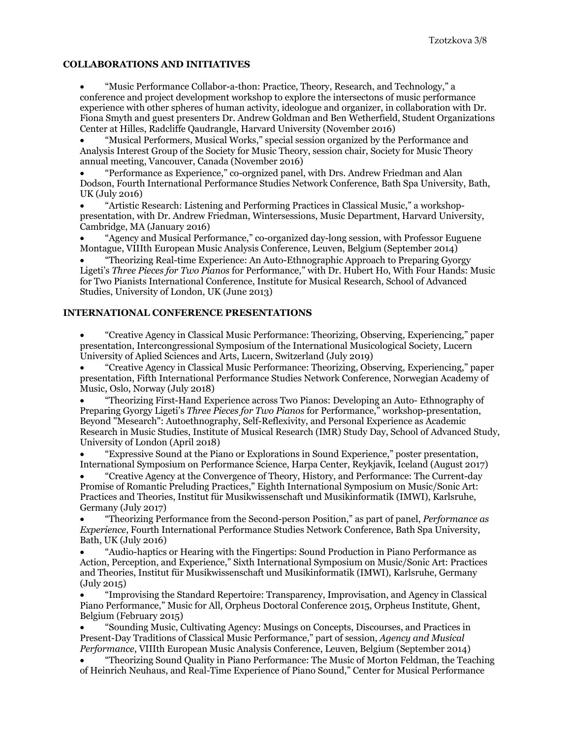## COLLABORATIONS AND INITIATIVES

- "Music Performance Collabor-a-thon: Practice, Theory, Research, and Technology," a conference and project development workshop to explore the intersectons of music performance experience with other spheres of human activity, ideologue and organizer, in collaboration with Dr. Fiona Smyth and guest presenters Dr. Andrew Goldman and Ben Wetherfield, Student Organizations Center at Hilles, Radcliffe Qaudrangle, Harvard University (November 2016)
- "Musical Performers, Musical Works," special session organized by the Performance and Analysis Interest Group of the Society for Music Theory, session chair, Society for Music Theory annual meeting, Vancouver, Canada (November 2016)
- "Performance as Experience," co-orgnized panel, with Drs. Andrew Friedman and Alan Dodson, Fourth International Performance Studies Network Conference, Bath Spa University, Bath, UK (July 2016)
- "Artistic Research: Listening and Performing Practices in Classical Music," a workshop-presentation, with Dr. Andrew Friedman, Wintersessions, Music Department, Harvard University, Cambridge, MA (January 2016)
- "Agency and Musical Performance," co-organized day-long session, with Professor Euguene Montague, VIIIth European Music Analysis Conference, Leuven, Belgium (September 2014)
- "Theorizing Real-time Experience: An Auto-Ethnographic Approach to Preparing Gyorgy Ligeti's *Three Pieces for Two Pianos* for Performance," with Dr. Hubert Ho, With Four Hands: Music for Two Pianists International Conference, Institute for Musical Research, School of Advanced Studies, University of London, UK (June 2013)

## INTERNATIONAL CONFERENCE PRESENTATIONS

- "Creative Agency in Classical Music Performance: Theorizing, Observing, Experiencing," paper presentation, Intercongressional Symposium of the International Musicological Society, Lucern University of Aplied Sciences and Arts, Lucern, Switzerland (July 2019)
- "Creative Agency in Classical Music Performance: Theorizing, Observing, Experiencing," paper presentation, Fifth International Performance Studies Network Conference, Norwegian Academy of Music, Oslo, Norway (July 2018)
- "Theorizing First-Hand Experience across Two Pianos: Developing an Auto- Ethnography of Preparing Gyorgy Ligeti's *Three Pieces for Two Pianos* for Performance," workshop-presentation, Beyond "Mesearch": Autoethnography, Self-Reflexivity, and Personal Experience as Academic Research in Music Studies, Institute of Musical Research (IMR) Study Day, School of Advanced Study, University of London (April 2018)
- "Expressive Sound at the Piano or Explorations in Sound Experience," poster presentation, International Symposium on Performance Science, Harpa Center, Reykjavik, Iceland (August 2017)
- "Creative Agency at the Convergence of Theory, History, and Performance: The Current-day Promise of Romantic Preluding Practices," Eighth International Symposium on Music/Sonic Art: Practices and Theories, Institut für Musikwissenschaft und Musikinformatik (IMWI), Karlsruhe, Germany (July 2017)
- "Theorizing Performance from the Second-person Position," as part of panel, *Performance as Experience*, Fourth International Performance Studies Network Conference, Bath Spa University, Bath, UK (July 2016)
- "Audio-haptics or Hearing with the Fingertips: Sound Production in Piano Performance as Action, Perception, and Experience," Sixth International Symposium on Music/Sonic Art: Practices and Theories, Institut für Musikwissenschaft und Musikinformatik (IMWI), Karlsruhe, Germany (July 2015)
- "Improvising the Standard Repertoire: Transparency, Improvisation, and Agency in Classical Piano Performance," Music for All, Orpheus Doctoral Conference 2015, Orpheus Institute, Ghent, Belgium (February 2015)
- "Sounding Music, Cultivating Agency: Musings on Concepts, Discourses, and Practices in Present-Day Traditions of Classical Music Performance," part of session, *Agency and Musical Performance*, VIIIth European Music Analysis Conference, Leuven, Belgium (September 2014)
- "Theorizing Sound Quality in Piano Performance: The Music of Morton Feldman, the Teaching of Heinrich Neuhaus, and Real-Time Experience of Piano Sound," Center for Musical Performance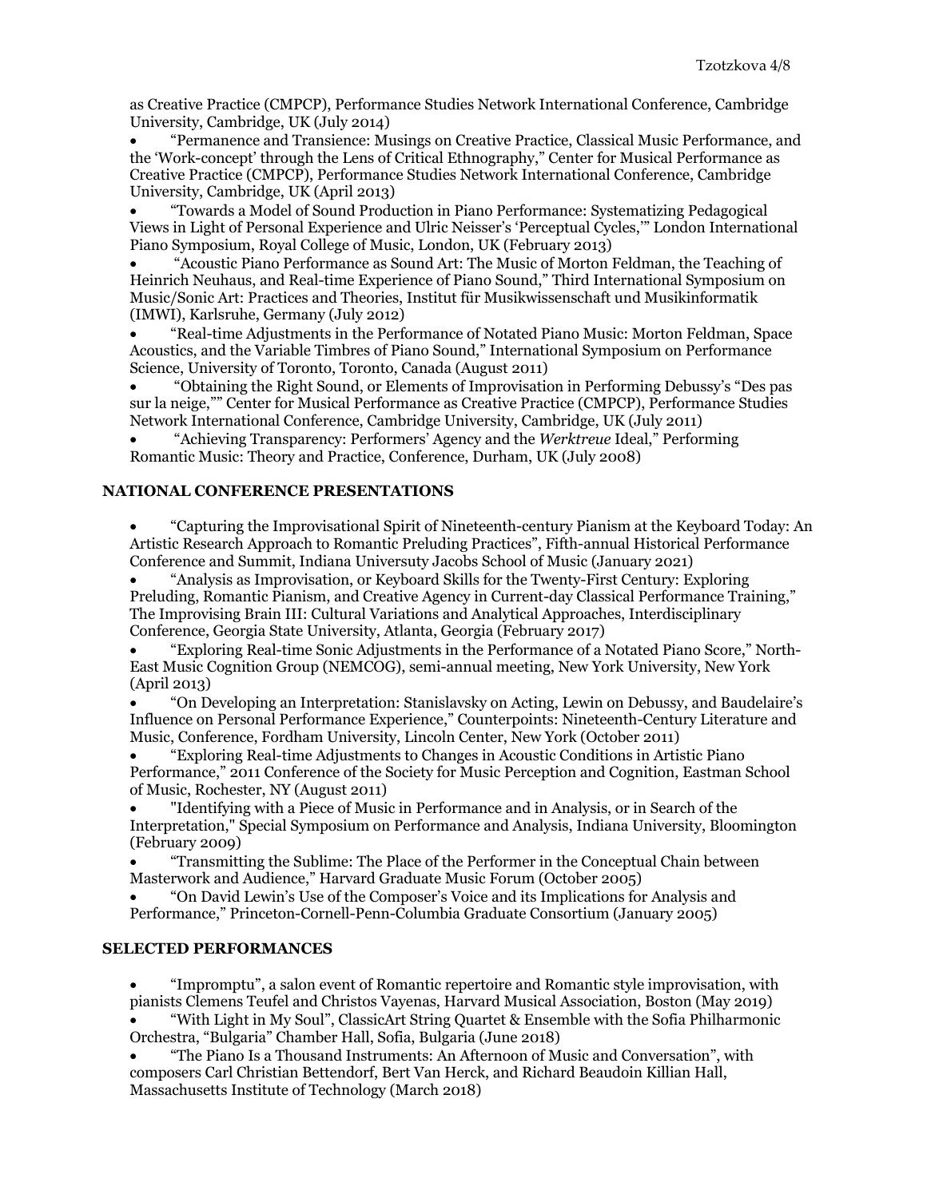as Creative Practice (CMPCP), Performance Studies Network International Conference, Cambridge University, Cambridge, UK (July 2014)

- "Permanence and Transience: Musings on Creative Practice, Classical Music Performance, and the 'Work-concept' through the Lens of Critical Ethnography," Center for Musical Performance as Creative Practice (CMPCP), Performance Studies Network International Conference, Cambridge University, Cambridge, UK (April 2013)
- "Towards a Model of Sound Production in Piano Performance: Systematizing Pedagogical Views in Light of Personal Experience and Ulric Neisser's 'Perceptual Cycles,'" London International Piano Symposium, Royal College of Music, London, UK (February 2013)
- "Acoustic Piano Performance as Sound Art: The Music of Morton Feldman, the Teaching of Heinrich Neuhaus, and Real-time Experience of Piano Sound," Third International Symposium on Music/Sonic Art: Practices and Theories, Institut für Musikwissenschaft und Musikinformatik (IMWI), Karlsruhe, Germany (July 2012)
- "Real-time Adjustments in the Performance of Notated Piano Music: Morton Feldman, Space Acoustics, and the Variable Timbres of Piano Sound," International Symposium on Performance Science, University of Toronto, Toronto, Canada (August 2011)
- "Obtaining the Right Sound, or Elements of Improvisation in Performing Debussy's "Des pas sur la neige,"" Center for Musical Performance as Creative Practice (CMPCP), Performance Studies Network International Conference, Cambridge University, Cambridge, UK (July 2011)
- "Achieving Transparency: Performers' Agency and the *Werktreue* Ideal," Performing Romantic Music: Theory and Practice, Conference, Durham, UK (July 2008)

## NATIONAL CONFERENCE PRESENTATIONS

- "Capturing the Improvisational Spirit of Nineteenth-century Pianism at the Keyboard Today: An Artistic Research Approach to Romantic Preluding Practices", Fifth-annual Historical Performance Conference and Summit, Indiana Universuty Jacobs School of Music (January 2021)
- "Analysis as Improvisation, or Keyboard Skills for the Twenty-First Century: Exploring Preluding, Romantic Pianism, and Creative Agency in Current-day Classical Performance Training," The Improvising Brain III: Cultural Variations and Analytical Approaches, Interdisciplinary Conference, Georgia State University, Atlanta, Georgia (February 2017)
- "Exploring Real-time Sonic Adjustments in the Performance of a Notated Piano Score," North-East Music Cognition Group (NEMCOG), semi-annual meeting, New York University, New York (April 2013)
- "On Developing an Interpretation: Stanislavsky on Acting, Lewin on Debussy, and Baudelaire's Influence on Personal Performance Experience," Counterpoints: Nineteenth-Century Literature and Music, Conference, Fordham University, Lincoln Center, New York (October 2011)
- "Exploring Real-time Adjustments to Changes in Acoustic Conditions in Artistic Piano Performance," 2011 Conference of the Society for Music Perception and Cognition, Eastman School of Music, Rochester, NY (August 2011)
- "Identifying with a Piece of Music in Performance and in Analysis, or in Search of the Interpretation," Special Symposium on Performance and Analysis, Indiana University, Bloomington (February 2009)
- "Transmitting the Sublime: The Place of the Performer in the Conceptual Chain between Masterwork and Audience," Harvard Graduate Music Forum (October 2005)
- "On David Lewin's Use of the Composer's Voice and its Implications for Analysis and Performance," Princeton-Cornell-Penn-Columbia Graduate Consortium (January 2005)

## SELECTED PERFORMANCES

- "Impromptu", a salon event of Romantic repertoire and Romantic style improvisation, with pianists Clemens Teufel and Christos Vayenas, Harvard Musical Association, Boston (May 2019)
- "With Light in My Soul", ClassicArt String Quartet & Ensemble with the Sofia Philharmonic Orchestra, "Bulgaria" Chamber Hall, Sofia, Bulgaria (June 2018)
- "The Piano Is a Thousand Instruments: An Afternoon of Music and Conversation", with composers Carl Christian Bettendorf, Bert Van Herck, and Richard Beaudoin Killian Hall, Massachusetts Institute of Technology (March 2018)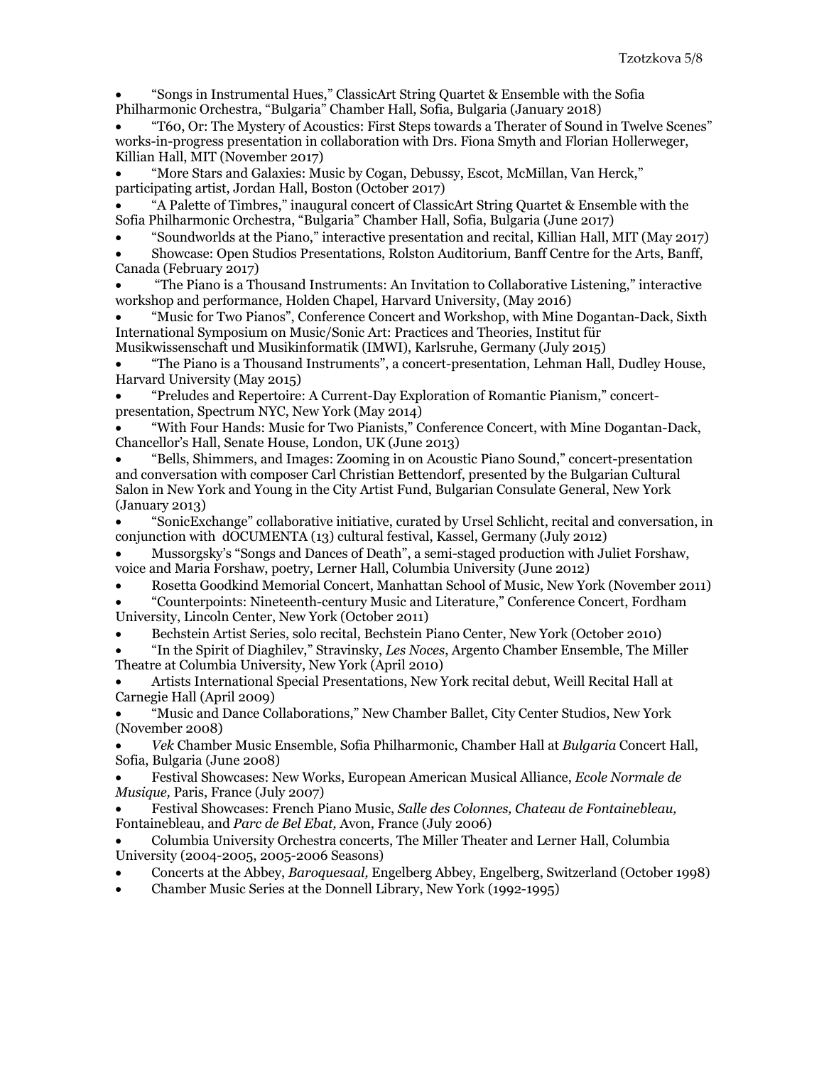- "Songs in Instrumental Hues," ClassicArt String Quartet & Ensemble with the Sofia Philharmonic Orchestra, "Bulgaria" Chamber Hall, Sofia, Bulgaria (January 2018)
- "T60, Or: The Mystery of Acoustics: First Steps towards a Therater of Sound in Twelve Scenes" works-in-progress presentation in collaboration with Drs. Fiona Smyth and Florian Hollerweger, Killian Hall, MIT (November 2017)
- "More Stars and Galaxies: Music by Cogan, Debussy, Escot, McMillan, Van Herck," participating artist, Jordan Hall, Boston (October 2017)
- "A Palette of Timbres," inaugural concert of ClassicArt String Quartet & Ensemble with the Sofia Philharmonic Orchestra, "Bulgaria" Chamber Hall, Sofia, Bulgaria (June 2017)
- "Soundworlds at the Piano," interactive presentation and recital, Killian Hall, MIT (May 2017)
- Showcase: Open Studios Presentations, Rolston Auditorium, Banff Centre for the Arts, Banff, Canada (February 2017)
- "The Piano is a Thousand Instruments: An Invitation to Collaborative Listening," interactive workshop and performance, Holden Chapel, Harvard University, (May 2016)
- "Music for Two Pianos", Conference Concert and Workshop, with Mine Dogantan-Dack, Sixth International Symposium on Music/Sonic Art: Practices and Theories, Institut für Musikwissenschaft und Musikinformatik (IMWI), Karlsruhe, Germany (July 2015)
- "The Piano is a Thousand Instruments", a concert-presentation, Lehman Hall, Dudley House, Harvard University (May 2015)
- "Preludes and Repertoire: A Current-Day Exploration of Romantic Pianism," concert-presentation, Spectrum NYC, New York (May 2014)
- "With Four Hands: Music for Two Pianists," Conference Concert, with Mine Dogantan-Dack, Chancellor's Hall, Senate House, London, UK (June 2013)
- "Bells, Shimmers, and Images: Zooming in on Acoustic Piano Sound," concert-presentation and conversation with composer Carl Christian Bettendorf, presented by the Bulgarian Cultural Salon in New York and Young in the City Artist Fund, Bulgarian Consulate General, New York (January 2013)
- "SonicExchange" collaborative initiative, curated by Ursel Schlicht, recital and conversation, in conjunction with dOCUMENTA (13) cultural festival, Kassel, Germany (July 2012)
- Mussorgsky's "Songs and Dances of Death", a semi-staged production with Juliet Forshaw, voice and Maria Forshaw, poetry, Lerner Hall, Columbia University (June 2012)
- Rosetta Goodkind Memorial Concert, Manhattan School of Music, New York (November 2011)
- "Counterpoints: Nineteenth-century Music and Literature," Conference Concert, Fordham University, Lincoln Center, New York (October 2011)
- Bechstein Artist Series, solo recital, Bechstein Piano Center, New York (October 2010)
- "In the Spirit of Diaghilev," Stravinsky, *Les Noces*, Argento Chamber Ensemble, The Miller Theatre at Columbia University, New York (April 2010)
- Artists International Special Presentations, New York recital debut, Weill Recital Hall at Carnegie Hall (April 2009)
- "Music and Dance Collaborations," New Chamber Ballet, City Center Studios, New York (November 2008)
- *Vek* Chamber Music Ensemble, Sofia Philharmonic, Chamber Hall at *Bulgaria* Concert Hall, Sofia, Bulgaria (June 2008)
- Festival Showcases: New Works, European American Musical Alliance, *Ecole Normale de Musique,* Paris, France (July 2007)
- Festival Showcases: French Piano Music, *Salle des Colonnes, Chateau de Fontainebleau,* Fontainebleau, and *Parc de Bel Ebat,* Avon, France (July 2006)
- Columbia University Orchestra concerts, The Miller Theater and Lerner Hall, Columbia University (2004-2005, 2005-2006 Seasons)
- Concerts at the Abbey, *Baroquesaal,* Engelberg Abbey, Engelberg, Switzerland (October 1998)
- Chamber Music Series at the Donnell Library, New York (1992-1995)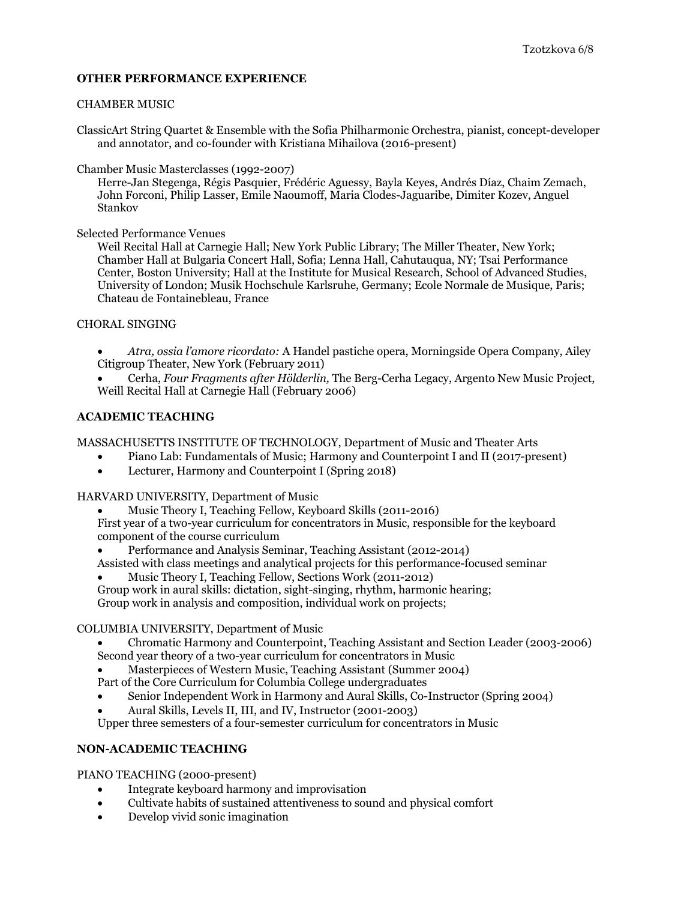## OTHER PERFORMANCE EXPERIENCE

### CHAMBER MUSIC

ClassicArt String Quartet & Ensemble with the Sofia Philharmonic Orchestra, pianist, concept-developer and annotator, and co-founder with Kristiana Mihailova (2016-present)

Chamber Music Masterclasses (1992-2007)
Herre-Jan Stegenga, Régis Pasquier, Frédéric Aguessy, Bayla Keyes, Andrés Díaz, Chaim Zemach, John Forconi, Philip Lasser, Emile Naoumoff, Maria Clodes-Jaguaribe, Dimiter Kozev, Anguel Stankov

Selected Performance Venues
Weil Recital Hall at Carnegie Hall; New York Public Library; The Miller Theater, New York; Chamber Hall at Bulgaria Concert Hall, Sofia; Lenna Hall, Cahutauqua, NY; Tsai Performance Center, Boston University; Hall at the Institute for Musical Research, School of Advanced Studies, University of London; Musik Hochschule Karlsruhe, Germany; Ecole Normale de Musique, Paris; Chateau de Fontainebleau, France

### CHORAL SINGING

- *Atra, ossia l'amore ricordato:* A Handel pastiche opera, Morningside Opera Company, Ailey Citigroup Theater, New York (February 2011)
- Cerha, *Four Fragments after Hölderlin,* The Berg-Cerha Legacy, Argento New Music Project, Weill Recital Hall at Carnegie Hall (February 2006)

## ACADEMIC TEACHING

MASSACHUSETTS INSTITUTE OF TECHNOLOGY, Department of Music and Theater Arts

- Piano Lab: Fundamentals of Music; Harmony and Counterpoint I and II (2017-present)
- Lecturer, Harmony and Counterpoint I (Spring 2018)

HARVARD UNIVERSITY, Department of Music

- Music Theory I, Teaching Fellow, Keyboard Skills (2011-2016)
  First year of a two-year curriculum for concentrators in Music, responsible for the keyboard component of the course curriculum
- Performance and Analysis Seminar, Teaching Assistant (2012-2014)
  Assisted with class meetings and analytical projects for this performance-focused seminar
- Music Theory I, Teaching Fellow, Sections Work (2011-2012)
  Group work in aural skills: dictation, sight-singing, rhythm, harmonic hearing;
  Group work in analysis and composition, individual work on projects;

COLUMBIA UNIVERSITY, Department of Music

- Chromatic Harmony and Counterpoint, Teaching Assistant and Section Leader (2003-2006)
  Second year theory of a two-year curriculum for concentrators in Music
- Masterpieces of Western Music, Teaching Assistant (Summer 2004)
  Part of the Core Curriculum for Columbia College undergraduates
- Senior Independent Work in Harmony and Aural Skills, Co-Instructor (Spring 2004)
- Aural Skills, Levels II, III, and IV, Instructor (2001-2003)
  Upper three semesters of a four-semester curriculum for concentrators in Music

## NON-ACADEMIC TEACHING

PIANO TEACHING (2000-present)

- Integrate keyboard harmony and improvisation
- Cultivate habits of sustained attentiveness to sound and physical comfort
- Develop vivid sonic imagination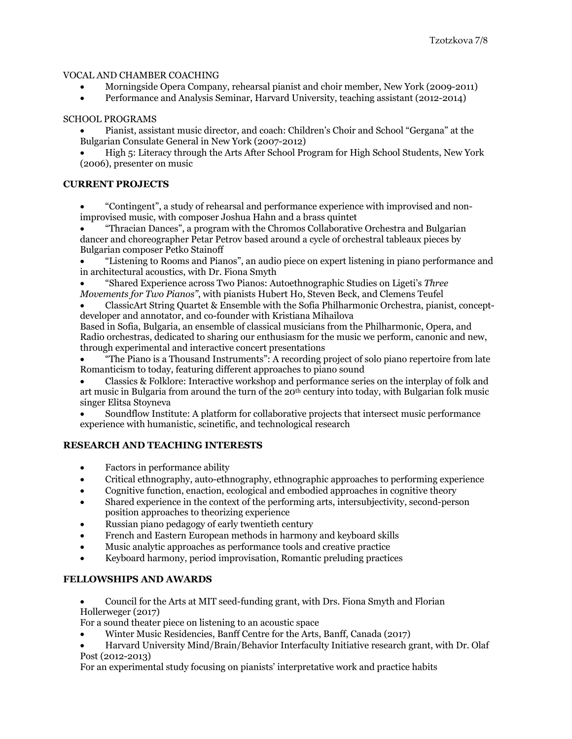VOCAL AND CHAMBER COACHING

- Morningside Opera Company, rehearsal pianist and choir member, New York (2009-2011)
- Performance and Analysis Seminar, Harvard University, teaching assistant (2012-2014)

SCHOOL PROGRAMS

- Pianist, assistant music director, and coach: Children's Choir and School "Gergana" at the Bulgarian Consulate General in New York (2007-2012)
- High 5: Literacy through the Arts After School Program for High School Students, New York (2006), presenter on music

## CURRENT PROJECTS

- "Contingent", a study of rehearsal and performance experience with improvised and non-improvised music, with composer Joshua Hahn and a brass quintet
- "Thracian Dances", a program with the Chromos Collaborative Orchestra and Bulgarian dancer and choreographer Petar Petrov based around a cycle of orchestral tableaux pieces by Bulgarian composer Petko Stainoff
- "Listening to Rooms and Pianos", an audio piece on expert listening in piano performance and in architectural acoustics, with Dr. Fiona Smyth
- "Shared Experience across Two Pianos: Autoethnographic Studies on Ligeti's *Three Movements for Two Pianos*", with pianists Hubert Ho, Steven Beck, and Clemens Teufel
- ClassicArt String Quartet & Ensemble with the Sofia Philharmonic Orchestra, pianist, concept-developer and annotator, and co-founder with Kristiana Mihailova

  Based in Sofia, Bulgaria, an ensemble of classical musicians from the Philharmonic, Opera, and Radio orchestras, dedicated to sharing our enthusiasm for the music we perform, canonic and new, through experimental and interactive concert presentations
- "The Piano is a Thousand Instruments": A recording project of solo piano repertoire from late Romanticism to today, featuring different approaches to piano sound
- Classics & Folklore: Interactive workshop and performance series on the interplay of folk and art music in Bulgaria from around the turn of the 20th century into today, with Bulgarian folk music singer Elitsa Stoyneva
- Soundflow Institute: A platform for collaborative projects that intersect music performance experience with humanistic, scinetific, and technological research

## RESEARCH AND TEACHING INTERESTS

- Factors in performance ability
- Critical ethnography, auto-ethnography, ethnographic approaches to performing experience
- Cognitive function, enaction, ecological and embodied approaches in cognitive theory
- Shared experience in the context of the performing arts, intersubjectivity, second-person position approaches to theorizing experience
- Russian piano pedagogy of early twentieth century
- French and Eastern European methods in harmony and keyboard skills
- Music analytic approaches as performance tools and creative practice
- Keyboard harmony, period improvisation, Romantic preluding practices

## FELLOWSHIPS AND AWARDS

- Council for the Arts at MIT seed-funding grant, with Drs. Fiona Smyth and Florian Hollerweger (2017)

  For a sound theater piece on listening to an acoustic space
- Winter Music Residencies, Banff Centre for the Arts, Banff, Canada (2017)
- Harvard University Mind/Brain/Behavior Interfaculty Initiative research grant, with Dr. Olaf Post (2012-2013)

  For an experimental study focusing on pianists' interpretative work and practice habits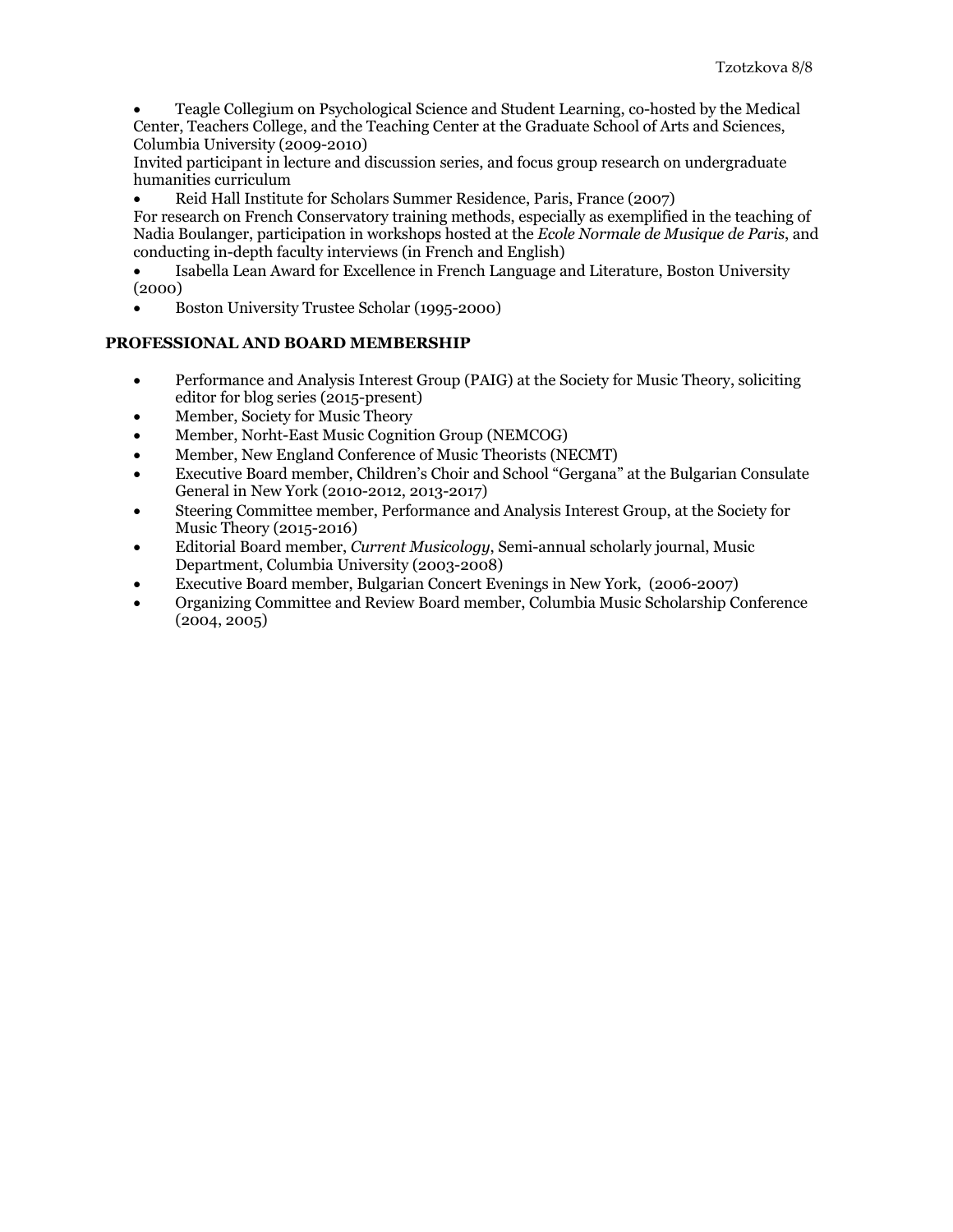- Teagle Collegium on Psychological Science and Student Learning, co-hosted by the Medical Center, Teachers College, and the Teaching Center at the Graduate School of Arts and Sciences, Columbia University (2009-2010)
Invited participant in lecture and discussion series, and focus group research on undergraduate humanities curriculum
- Reid Hall Institute for Scholars Summer Residence, Paris, France (2007)
For research on French Conservatory training methods, especially as exemplified in the teaching of Nadia Boulanger, participation in workshops hosted at the *Ecole Normale de Musique de Paris*, and conducting in-depth faculty interviews (in French and English)
- Isabella Lean Award for Excellence in French Language and Literature, Boston University (2000)
- Boston University Trustee Scholar (1995-2000)

**PROFESSIONAL AND BOARD MEMBERSHIP**

- Performance and Analysis Interest Group (PAIG) at the Society for Music Theory, soliciting editor for blog series (2015-present)
- Member, Society for Music Theory
- Member, Norht-East Music Cognition Group (NEMCOG)
- Member, New England Conference of Music Theorists (NECMT)
- Executive Board member, Children's Choir and School "Gergana" at the Bulgarian Consulate General in New York (2010-2012, 2013-2017)
- Steering Committee member, Performance and Analysis Interest Group, at the Society for Music Theory (2015-2016)
- Editorial Board member, *Current Musicology*, Semi-annual scholarly journal, Music Department, Columbia University (2003-2008)
- Executive Board member, Bulgarian Concert Evenings in New York, (2006-2007)
- Organizing Committee and Review Board member, Columbia Music Scholarship Conference (2004, 2005)